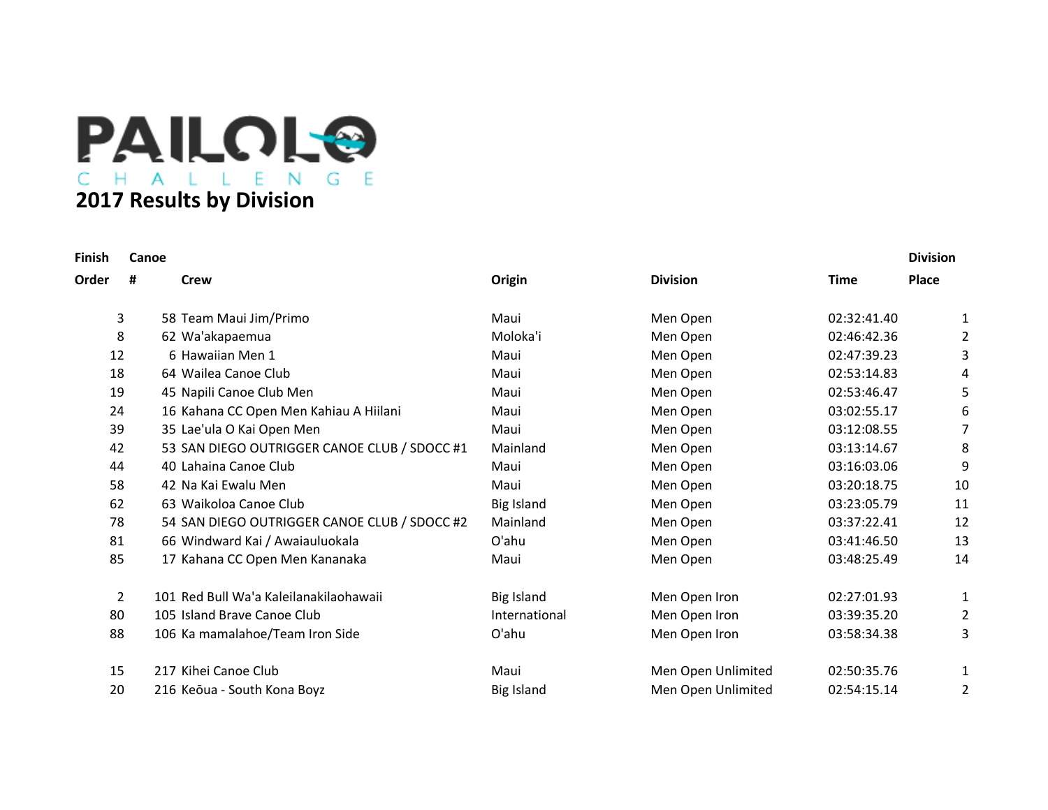PAILOLO CHALLENGE

# 2017 Results by Division

| Finish Order | Canoe # | Crew | Origin | Division | Time | Division Place |
|---|---|---|---|---|---|---|
| 3 | 58 | Team Maui Jim/Primo | Maui | Men Open | 02:32:41.40 | 1 |
| 8 | 62 | Wa'akapaemua | Moloka'i | Men Open | 02:46:42.36 | 2 |
| 12 | 6 | Hawaiian Men 1 | Maui | Men Open | 02:47:39.23 | 3 |
| 18 | 64 | Wailea Canoe Club | Maui | Men Open | 02:53:14.83 | 4 |
| 19 | 45 | Napili Canoe Club Men | Maui | Men Open | 02:53:46.47 | 5 |
| 24 | 16 | Kahana CC Open Men Kahiau A Hiilani | Maui | Men Open | 03:02:55.17 | 6 |
| 39 | 35 | Lae'ula O Kai Open Men | Maui | Men Open | 03:12:08.55 | 7 |
| 42 | 53 | SAN DIEGO OUTRIGGER CANOE CLUB / SDOCC #1 | Mainland | Men Open | 03:13:14.67 | 8 |
| 44 | 40 | Lahaina Canoe Club | Maui | Men Open | 03:16:03.06 | 9 |
| 58 | 42 | Na Kai Ewalu Men | Maui | Men Open | 03:20:18.75 | 10 |
| 62 | 63 | Waikoloa Canoe Club | Big Island | Men Open | 03:23:05.79 | 11 |
| 78 | 54 | SAN DIEGO OUTRIGGER CANOE CLUB / SDOCC #2 | Mainland | Men Open | 03:37:22.41 | 12 |
| 81 | 66 | Windward Kai / Awaiauluokala | O'ahu | Men Open | 03:41:46.50 | 13 |
| 85 | 17 | Kahana CC Open Men Kananaka | Maui | Men Open | 03:48:25.49 | 14 |
| 2 | 101 | Red Bull Wa'a Kaleilanakilaohawaii | Big Island | Men Open Iron | 02:27:01.93 | 1 |
| 80 | 105 | Island Brave Canoe Club | International | Men Open Iron | 03:39:35.20 | 2 |
| 88 | 106 | Ka mamalahoe/Team Iron Side | O'ahu | Men Open Iron | 03:58:34.38 | 3 |
| 15 | 217 | Kihei Canoe Club | Maui | Men Open Unlimited | 02:50:35.76 | 1 |
| 20 | 216 | Keōua - South Kona Boyz | Big Island | Men Open Unlimited | 02:54:15.14 | 2 |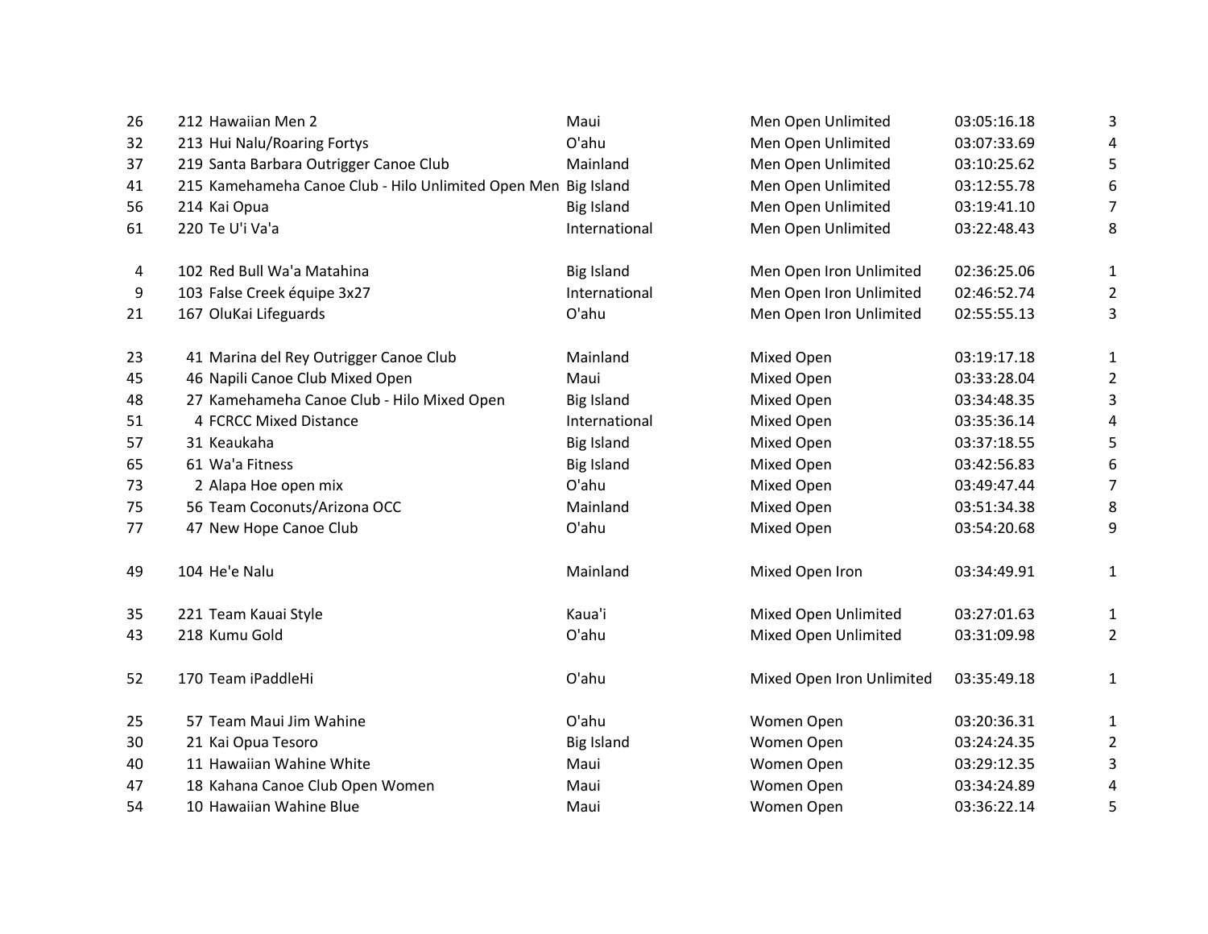| | | | | | |
|---|---|---|---|---|---|
| 26 | 212 Hawaiian Men 2 | Maui | Men Open Unlimited | 03:05:16.18 | 3 |
| 32 | 213 Hui Nalu/Roaring Fortys | O'ahu | Men Open Unlimited | 03:07:33.69 | 4 |
| 37 | 219 Santa Barbara Outrigger Canoe Club | Mainland | Men Open Unlimited | 03:10:25.62 | 5 |
| 41 | 215 Kamehameha Canoe Club - Hilo Unlimited Open Men | Big Island | Men Open Unlimited | 03:12:55.78 | 6 |
| 56 | 214 Kai Opua | Big Island | Men Open Unlimited | 03:19:41.10 | 7 |
| 61 | 220 Te U'i Va'a | International | Men Open Unlimited | 03:22:48.43 | 8 |
| | | | | | |
| 4 | 102 Red Bull Wa'a Matahina | Big Island | Men Open Iron Unlimited | 02:36:25.06 | 1 |
| 9 | 103 False Creek équipe 3x27 | International | Men Open Iron Unlimited | 02:46:52.74 | 2 |
| 21 | 167 OluKai Lifeguards | O'ahu | Men Open Iron Unlimited | 02:55:55.13 | 3 |
| | | | | | |
| 23 | 41 Marina del Rey Outrigger Canoe Club | Mainland | Mixed Open | 03:19:17.18 | 1 |
| 45 | 46 Napili Canoe Club Mixed Open | Maui | Mixed Open | 03:33:28.04 | 2 |
| 48 | 27 Kamehameha Canoe Club - Hilo Mixed Open | Big Island | Mixed Open | 03:34:48.35 | 3 |
| 51 | 4 FCRCC Mixed Distance | International | Mixed Open | 03:35:36.14 | 4 |
| 57 | 31 Keaukaha | Big Island | Mixed Open | 03:37:18.55 | 5 |
| 65 | 61 Wa'a Fitness | Big Island | Mixed Open | 03:42:56.83 | 6 |
| 73 | 2 Alapa Hoe open mix | O'ahu | Mixed Open | 03:49:47.44 | 7 |
| 75 | 56 Team Coconuts/Arizona OCC | Mainland | Mixed Open | 03:51:34.38 | 8 |
| 77 | 47 New Hope Canoe Club | O'ahu | Mixed Open | 03:54:20.68 | 9 |
| | | | | | |
| 49 | 104 He'e Nalu | Mainland | Mixed Open Iron | 03:34:49.91 | 1 |
| | | | | | |
| 35 | 221 Team Kauai Style | Kaua'i | Mixed Open Unlimited | 03:27:01.63 | 1 |
| 43 | 218 Kumu Gold | O'ahu | Mixed Open Unlimited | 03:31:09.98 | 2 |
| | | | | | |
| 52 | 170 Team iPaddleHi | O'ahu | Mixed Open Iron Unlimited | 03:35:49.18 | 1 |
| | | | | | |
| 25 | 57 Team Maui Jim Wahine | O'ahu | Women Open | 03:20:36.31 | 1 |
| 30 | 21 Kai Opua Tesoro | Big Island | Women Open | 03:24:24.35 | 2 |
| 40 | 11 Hawaiian Wahine White | Maui | Women Open | 03:29:12.35 | 3 |
| 47 | 18 Kahana Canoe Club Open Women | Maui | Women Open | 03:34:24.89 | 4 |
| 54 | 10 Hawaiian Wahine Blue | Maui | Women Open | 03:36:22.14 | 5 |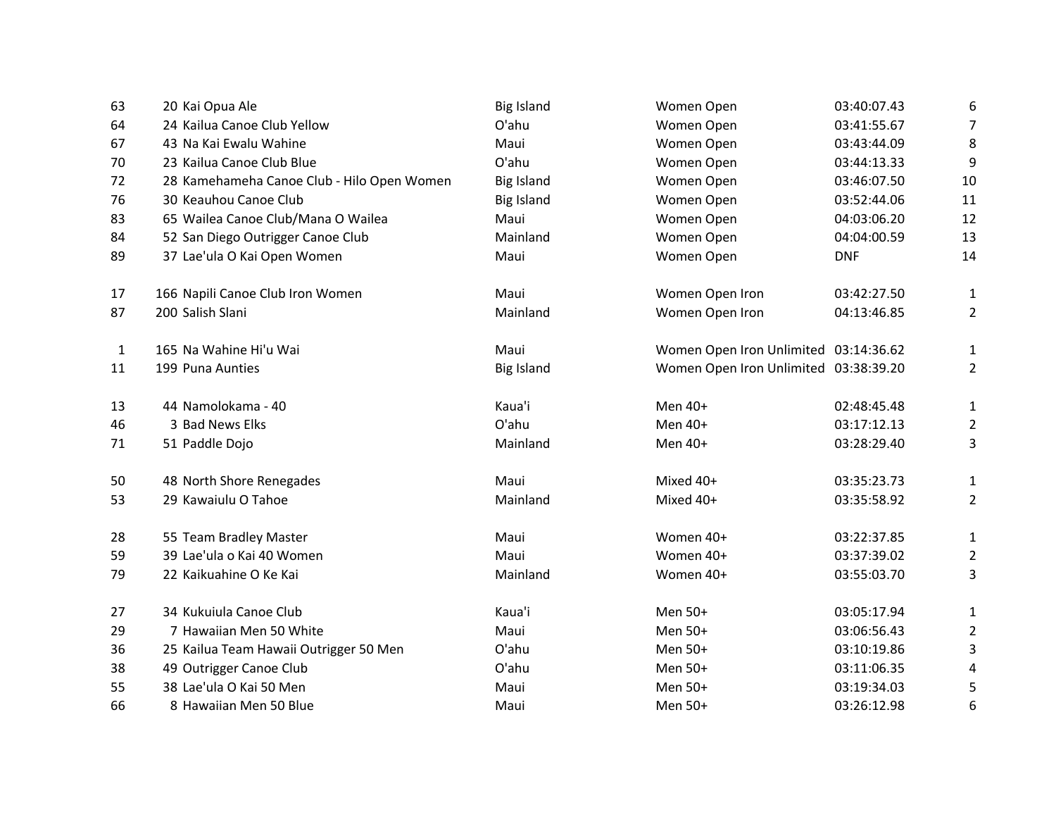| | | | | | |
|---|---|---|---|---|---|
| 63 | 20 | Kai Opua Ale | Big Island | Women Open | 03:40:07.43 | 6 |
| 64 | 24 | Kailua Canoe Club Yellow | O'ahu | Women Open | 03:41:55.67 | 7 |
| 67 | 43 | Na Kai Ewalu Wahine | Maui | Women Open | 03:43:44.09 | 8 |
| 70 | 23 | Kailua Canoe Club Blue | O'ahu | Women Open | 03:44:13.33 | 9 |
| 72 | 28 | Kamehameha Canoe Club - Hilo Open Women | Big Island | Women Open | 03:46:07.50 | 10 |
| 76 | 30 | Keauhou Canoe Club | Big Island | Women Open | 03:52:44.06 | 11 |
| 83 | 65 | Wailea Canoe Club/Mana O Wailea | Maui | Women Open | 04:03:06.20 | 12 |
| 84 | 52 | San Diego Outrigger Canoe Club | Mainland | Women Open | 04:04:00.59 | 13 |
| 89 | 37 | Lae'ula O Kai Open Women | Maui | Women Open | DNF | 14 |
| | | | | | | |
| 17 | 166 | Napili Canoe Club Iron Women | Maui | Women Open Iron | 03:42:27.50 | 1 |
| 87 | 200 | Salish Slani | Mainland | Women Open Iron | 04:13:46.85 | 2 |
| | | | | | | |
| 1 | 165 | Na Wahine Hi'u Wai | Maui | Women Open Iron Unlimited | 03:14:36.62 | 1 |
| 11 | 199 | Puna Aunties | Big Island | Women Open Iron Unlimited | 03:38:39.20 | 2 |
| | | | | | | |
| 13 | 44 | Namolokama - 40 | Kaua'i | Men 40+ | 02:48:45.48 | 1 |
| 46 | 3 | Bad News Elks | O'ahu | Men 40+ | 03:17:12.13 | 2 |
| 71 | 51 | Paddle Dojo | Mainland | Men 40+ | 03:28:29.40 | 3 |
| | | | | | | |
| 50 | 48 | North Shore Renegades | Maui | Mixed 40+ | 03:35:23.73 | 1 |
| 53 | 29 | Kawaiulu O Tahoe | Mainland | Mixed 40+ | 03:35:58.92 | 2 |
| | | | | | | |
| 28 | 55 | Team Bradley Master | Maui | Women 40+ | 03:22:37.85 | 1 |
| 59 | 39 | Lae'ula o Kai 40 Women | Maui | Women 40+ | 03:37:39.02 | 2 |
| 79 | 22 | Kaikuahine O Ke Kai | Mainland | Women 40+ | 03:55:03.70 | 3 |
| | | | | | | |
| 27 | 34 | Kukuiula Canoe Club | Kaua'i | Men 50+ | 03:05:17.94 | 1 |
| 29 | 7 | Hawaiian Men 50 White | Maui | Men 50+ | 03:06:56.43 | 2 |
| 36 | 25 | Kailua Team Hawaii Outrigger 50 Men | O'ahu | Men 50+ | 03:10:19.86 | 3 |
| 38 | 49 | Outrigger Canoe Club | O'ahu | Men 50+ | 03:11:06.35 | 4 |
| 55 | 38 | Lae'ula O Kai 50 Men | Maui | Men 50+ | 03:19:34.03 | 5 |
| 66 | 8 | Hawaiian Men 50 Blue | Maui | Men 50+ | 03:26:12.98 | 6 |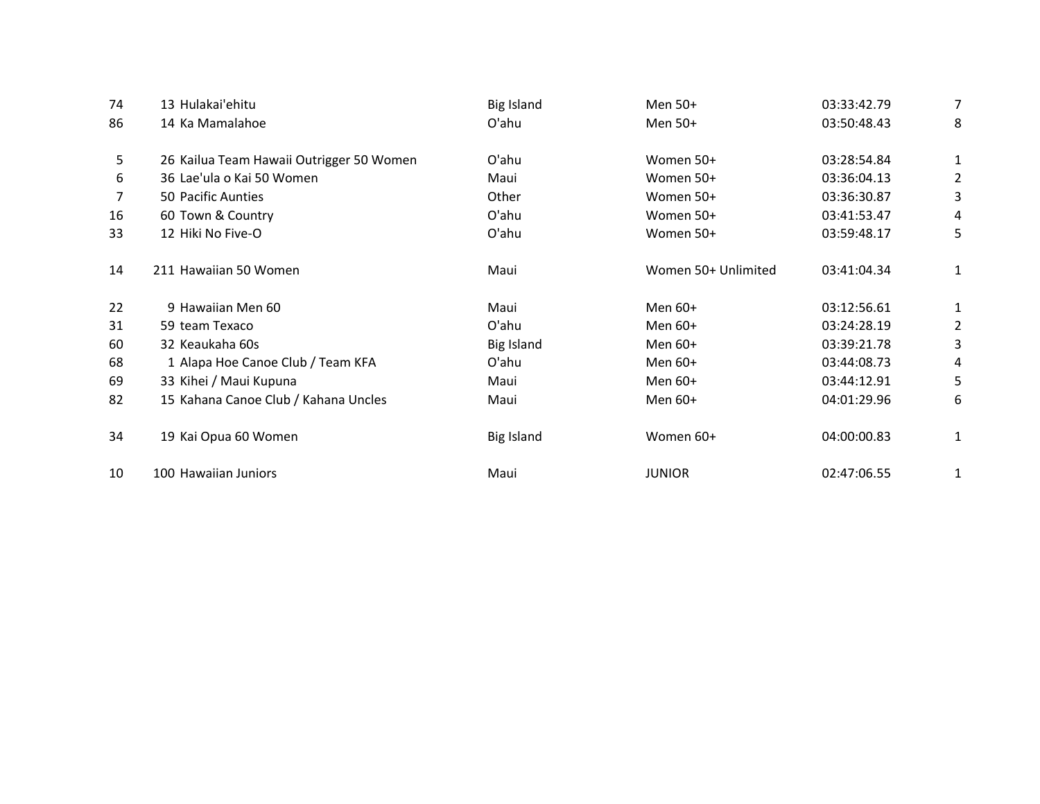| | | | | | |
|---|---|---|---|---|---|
| 74 | 13 | Hulakai'ehitu | Big Island | Men 50+ | 03:33:42.79 | 7 |
| 86 | 14 | Ka Mamalahoe | O'ahu | Men 50+ | 03:50:48.43 | 8 |
| | | | | | | |
| 5 | 26 | Kailua Team Hawaii Outrigger 50 Women | O'ahu | Women 50+ | 03:28:54.84 | 1 |
| 6 | 36 | Lae'ula o Kai 50 Women | Maui | Women 50+ | 03:36:04.13 | 2 |
| 7 | 50 | Pacific Aunties | Other | Women 50+ | 03:36:30.87 | 3 |
| 16 | 60 | Town & Country | O'ahu | Women 50+ | 03:41:53.47 | 4 |
| 33 | 12 | Hiki No Five-O | O'ahu | Women 50+ | 03:59:48.17 | 5 |
| | | | | | | |
| 14 | 211 | Hawaiian 50 Women | Maui | Women 50+ Unlimited | 03:41:04.34 | 1 |
| | | | | | | |
| 22 | 9 | Hawaiian Men 60 | Maui | Men 60+ | 03:12:56.61 | 1 |
| 31 | 59 | team Texaco | O'ahu | Men 60+ | 03:24:28.19 | 2 |
| 60 | 32 | Keaukaha 60s | Big Island | Men 60+ | 03:39:21.78 | 3 |
| 68 | 1 | Alapa Hoe Canoe Club / Team KFA | O'ahu | Men 60+ | 03:44:08.73 | 4 |
| 69 | 33 | Kihei / Maui Kupuna | Maui | Men 60+ | 03:44:12.91 | 5 |
| 82 | 15 | Kahana Canoe Club / Kahana Uncles | Maui | Men 60+ | 04:01:29.96 | 6 |
| | | | | | | |
| 34 | 19 | Kai Opua 60 Women | Big Island | Women 60+ | 04:00:00.83 | 1 |
| | | | | | | |
| 10 | 100 | Hawaiian Juniors | Maui | JUNIOR | 02:47:06.55 | 1 |